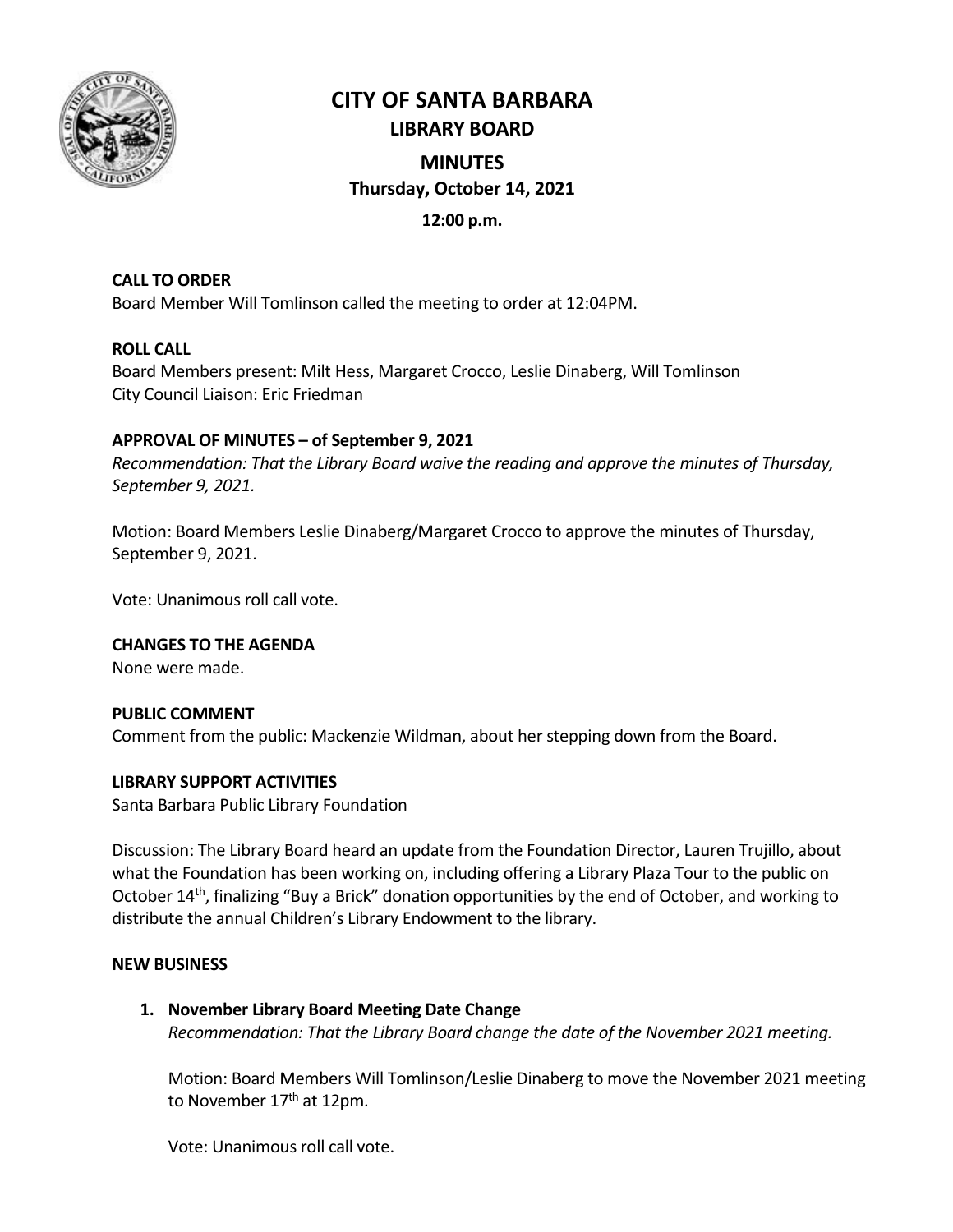# CITY OF SANTA BARBARA

## LIBRARY BOARD

## MINUTES

**Thursday, October 14, 2021**

**12:00 p.m.**

**CALL TO ORDER**

Board Member Will Tomlinson called the meeting to order at 12:04PM.

**ROLL CALL**

Board Members present: Milt Hess, Margaret Crocco, Leslie Dinaberg, Will Tomlinson
City Council Liaison: Eric Friedman

**APPROVAL OF MINUTES – of September 9, 2021**

*Recommendation: That the Library Board waive the reading and approve the minutes of Thursday, September 9, 2021.*

Motion: Board Members Leslie Dinaberg/Margaret Crocco to approve the minutes of Thursday, September 9, 2021.

Vote: Unanimous roll call vote.

**CHANGES TO THE AGENDA**

None were made.

**PUBLIC COMMENT**

Comment from the public: Mackenzie Wildman, about her stepping down from the Board.

**LIBRARY SUPPORT ACTIVITIES**

Santa Barbara Public Library Foundation

Discussion: The Library Board heard an update from the Foundation Director, Lauren Trujillo, about what the Foundation has been working on, including offering a Library Plaza Tour to the public on October 14th, finalizing "Buy a Brick" donation opportunities by the end of October, and working to distribute the annual Children's Library Endowment to the library.

**NEW BUSINESS**

1. **November Library Board Meeting Date Change**
   *Recommendation: That the Library Board change the date of the November 2021 meeting.*

   Motion: Board Members Will Tomlinson/Leslie Dinaberg to move the November 2021 meeting to November 17th at 12pm.

   Vote: Unanimous roll call vote.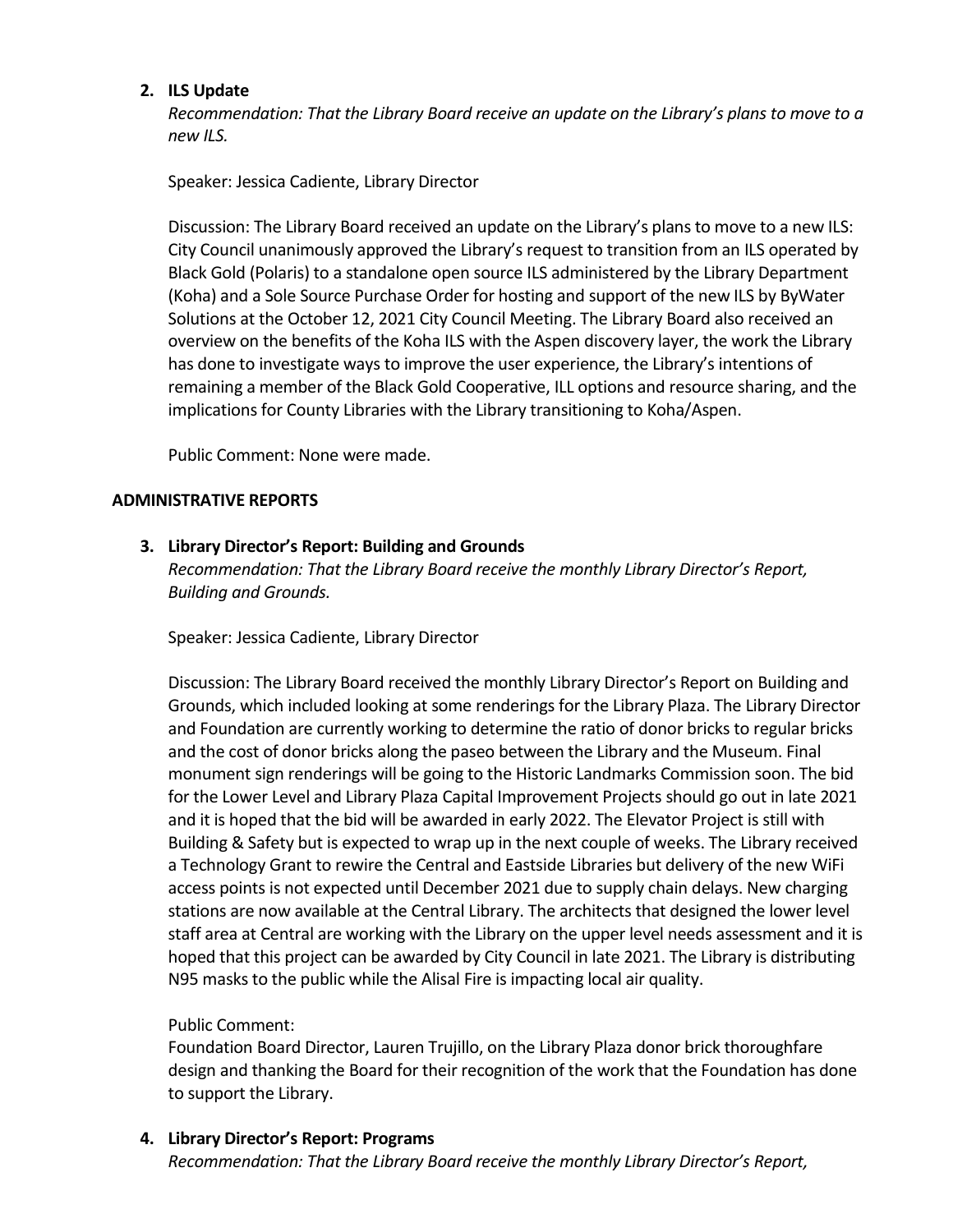2. **ILS Update**

   *Recommendation: That the Library Board receive an update on the Library's plans to move to a new ILS.*

   Speaker: Jessica Cadiente, Library Director

   Discussion: The Library Board received an update on the Library's plans to move to a new ILS: City Council unanimously approved the Library's request to transition from an ILS operated by Black Gold (Polaris) to a standalone open source ILS administered by the Library Department (Koha) and a Sole Source Purchase Order for hosting and support of the new ILS by ByWater Solutions at the October 12, 2021 City Council Meeting. The Library Board also received an overview on the benefits of the Koha ILS with the Aspen discovery layer, the work the Library has done to investigate ways to improve the user experience, the Library's intentions of remaining a member of the Black Gold Cooperative, ILL options and resource sharing, and the implications for County Libraries with the Library transitioning to Koha/Aspen.

   Public Comment: None were made.

## ADMINISTRATIVE REPORTS

3. **Library Director's Report: Building and Grounds**

   *Recommendation: That the Library Board receive the monthly Library Director's Report, Building and Grounds.*

   Speaker: Jessica Cadiente, Library Director

   Discussion: The Library Board received the monthly Library Director's Report on Building and Grounds, which included looking at some renderings for the Library Plaza. The Library Director and Foundation are currently working to determine the ratio of donor bricks to regular bricks and the cost of donor bricks along the paseo between the Library and the Museum. Final monument sign renderings will be going to the Historic Landmarks Commission soon. The bid for the Lower Level and Library Plaza Capital Improvement Projects should go out in late 2021 and it is hoped that the bid will be awarded in early 2022. The Elevator Project is still with Building & Safety but is expected to wrap up in the next couple of weeks. The Library received a Technology Grant to rewire the Central and Eastside Libraries but delivery of the new WiFi access points is not expected until December 2021 due to supply chain delays. New charging stations are now available at the Central Library. The architects that designed the lower level staff area at Central are working with the Library on the upper level needs assessment and it is hoped that this project can be awarded by City Council in late 2021. The Library is distributing N95 masks to the public while the Alisal Fire is impacting local air quality.

   Public Comment:
   Foundation Board Director, Lauren Trujillo, on the Library Plaza donor brick thoroughfare design and thanking the Board for their recognition of the work that the Foundation has done to support the Library.

4. **Library Director's Report: Programs**

   *Recommendation: That the Library Board receive the monthly Library Director's Report,*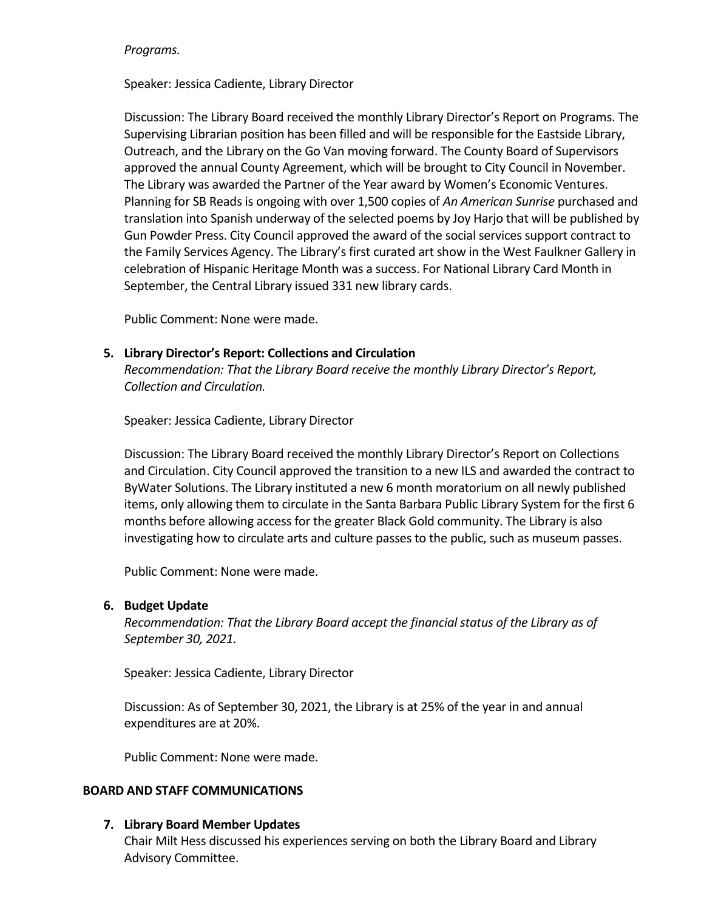*Programs.*

Speaker: Jessica Cadiente, Library Director

Discussion: The Library Board received the monthly Library Director's Report on Programs. The Supervising Librarian position has been filled and will be responsible for the Eastside Library, Outreach, and the Library on the Go Van moving forward. The County Board of Supervisors approved the annual County Agreement, which will be brought to City Council in November. The Library was awarded the Partner of the Year award by Women's Economic Ventures. Planning for SB Reads is ongoing with over 1,500 copies of *An American Sunrise* purchased and translation into Spanish underway of the selected poems by Joy Harjo that will be published by Gun Powder Press. City Council approved the award of the social services support contract to the Family Services Agency. The Library's first curated art show in the West Faulkner Gallery in celebration of Hispanic Heritage Month was a success. For National Library Card Month in September, the Central Library issued 331 new library cards.

Public Comment: None were made.

5. **Library Director's Report: Collections and Circulation**
   *Recommendation: That the Library Board receive the monthly Library Director's Report, Collection and Circulation.*

   Speaker: Jessica Cadiente, Library Director

   Discussion: The Library Board received the monthly Library Director's Report on Collections and Circulation. City Council approved the transition to a new ILS and awarded the contract to ByWater Solutions. The Library instituted a new 6 month moratorium on all newly published items, only allowing them to circulate in the Santa Barbara Public Library System for the first 6 months before allowing access for the greater Black Gold community. The Library is also investigating how to circulate arts and culture passes to the public, such as museum passes.

   Public Comment: None were made.

6. **Budget Update**
   *Recommendation: That the Library Board accept the financial status of the Library as of September 30, 2021.*

   Speaker: Jessica Cadiente, Library Director

   Discussion: As of September 30, 2021, the Library is at 25% of the year in and annual expenditures are at 20%.

   Public Comment: None were made.

**BOARD AND STAFF COMMUNICATIONS**

7. **Library Board Member Updates**
   Chair Milt Hess discussed his experiences serving on both the Library Board and Library Advisory Committee.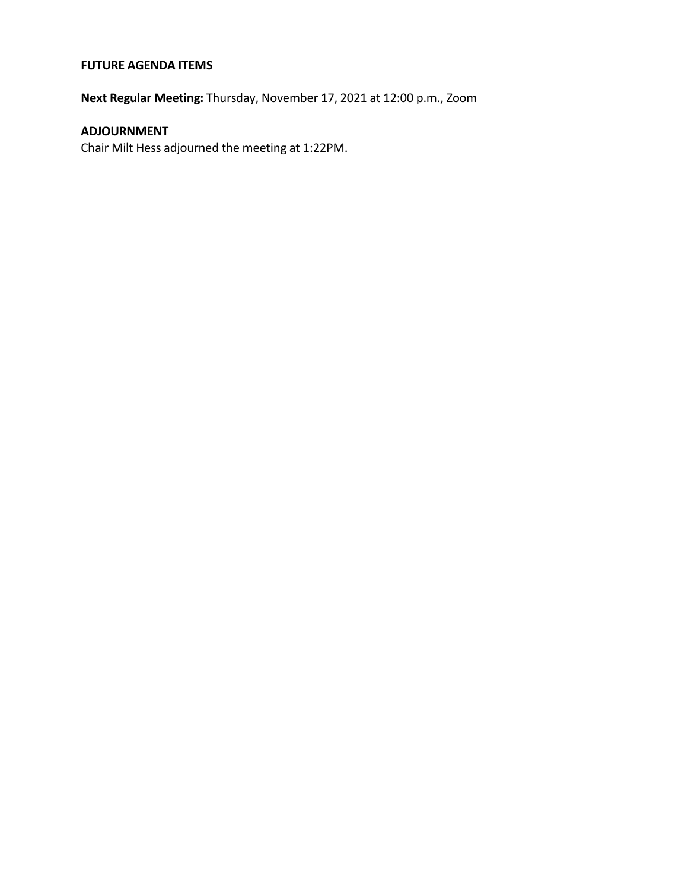**FUTURE AGENDA ITEMS**

**Next Regular Meeting:** Thursday, November 17, 2021 at 12:00 p.m., Zoom

**ADJOURNMENT**
Chair Milt Hess adjourned the meeting at 1:22PM.